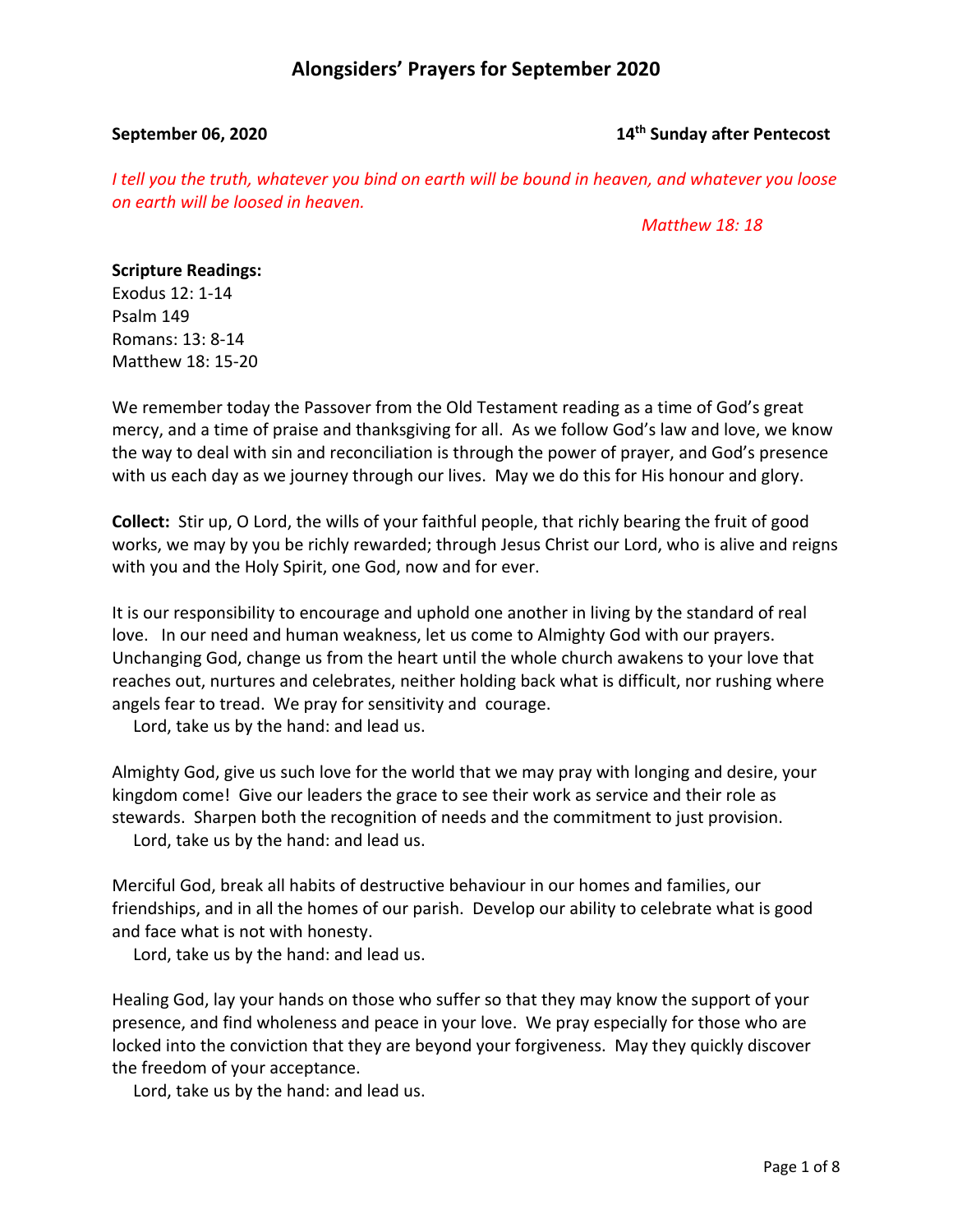# Alongsiders' Prayers for September 2020

**September 06, 2020** **14th Sunday after Pentecost**

*I tell you the truth, whatever you bind on earth will be bound in heaven, and whatever you loose on earth will be loosed in heaven.*

*Matthew 18: 18*

**Scripture Readings:**
Exodus 12: 1-14
Psalm 149
Romans: 13: 8-14
Matthew 18: 15-20

We remember today the Passover from the Old Testament reading as a time of God's great mercy, and a time of praise and thanksgiving for all. As we follow God's law and love, we know the way to deal with sin and reconciliation is through the power of prayer, and God's presence with us each day as we journey through our lives. May we do this for His honour and glory.

**Collect:** Stir up, O Lord, the wills of your faithful people, that richly bearing the fruit of good works, we may by you be richly rewarded; through Jesus Christ our Lord, who is alive and reigns with you and the Holy Spirit, one God, now and for ever.

It is our responsibility to encourage and uphold one another in living by the standard of real love. In our need and human weakness, let us come to Almighty God with our prayers. Unchanging God, change us from the heart until the whole church awakens to your love that reaches out, nurtures and celebrates, neither holding back what is difficult, nor rushing where angels fear to tread. We pray for sensitivity and courage.
Lord, take us by the hand: and lead us.

Almighty God, give us such love for the world that we may pray with longing and desire, your kingdom come! Give our leaders the grace to see their work as service and their role as stewards. Sharpen both the recognition of needs and the commitment to just provision.
Lord, take us by the hand: and lead us.

Merciful God, break all habits of destructive behaviour in our homes and families, our friendships, and in all the homes of our parish. Develop our ability to celebrate what is good and face what is not with honesty.
Lord, take us by the hand: and lead us.

Healing God, lay your hands on those who suffer so that they may know the support of your presence, and find wholeness and peace in your love. We pray especially for those who are locked into the conviction that they are beyond your forgiveness. May they quickly discover the freedom of your acceptance.
Lord, take us by the hand: and lead us.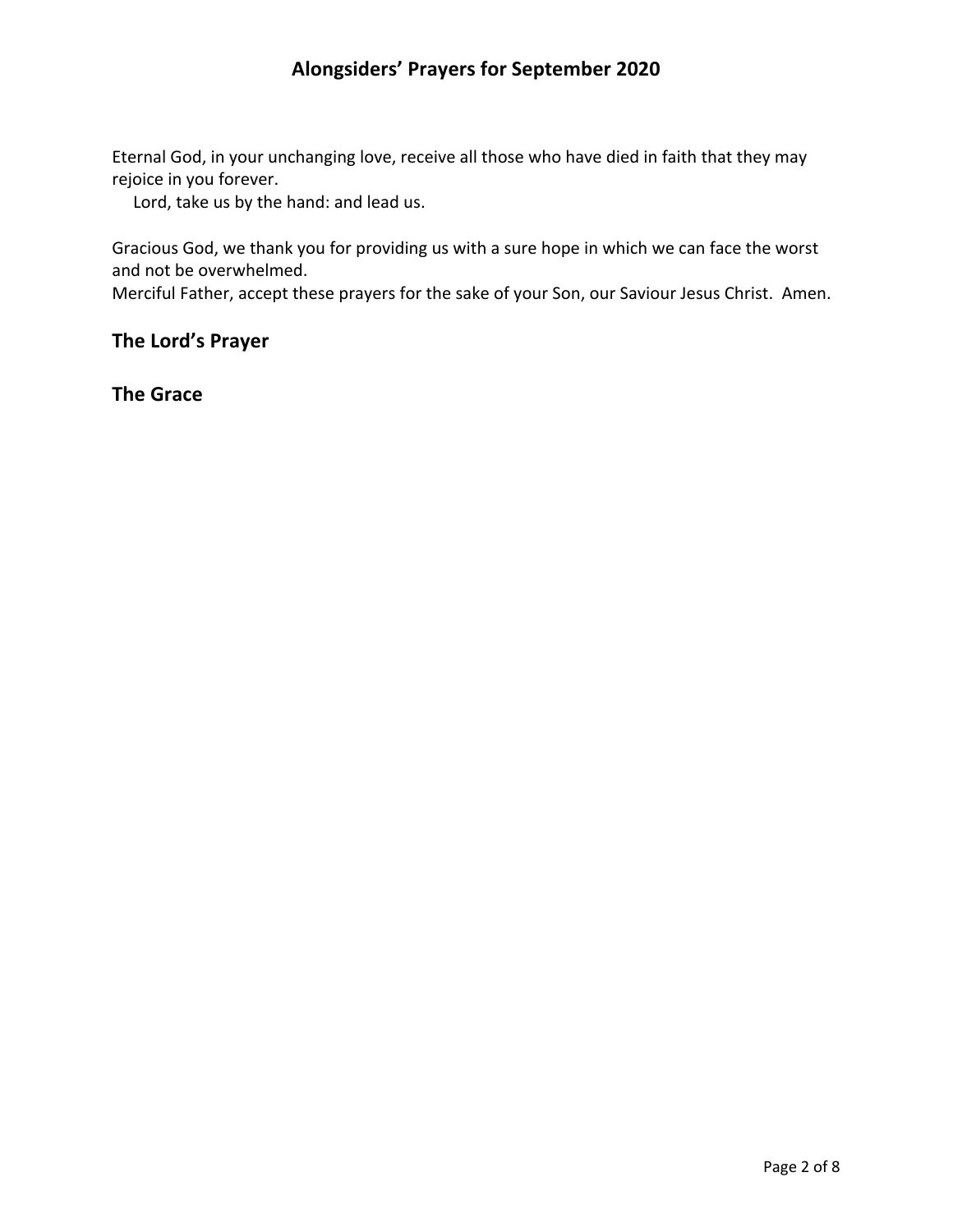Eternal God, in your unchanging love, receive all those who have died in faith that they may rejoice in you forever.

Lord, take us by the hand: and lead us.

Gracious God, we thank you for providing us with a sure hope in which we can face the worst and not be overwhelmed.
Merciful Father, accept these prayers for the sake of your Son, our Saviour Jesus Christ. Amen.

## The Lord's Prayer

## The Grace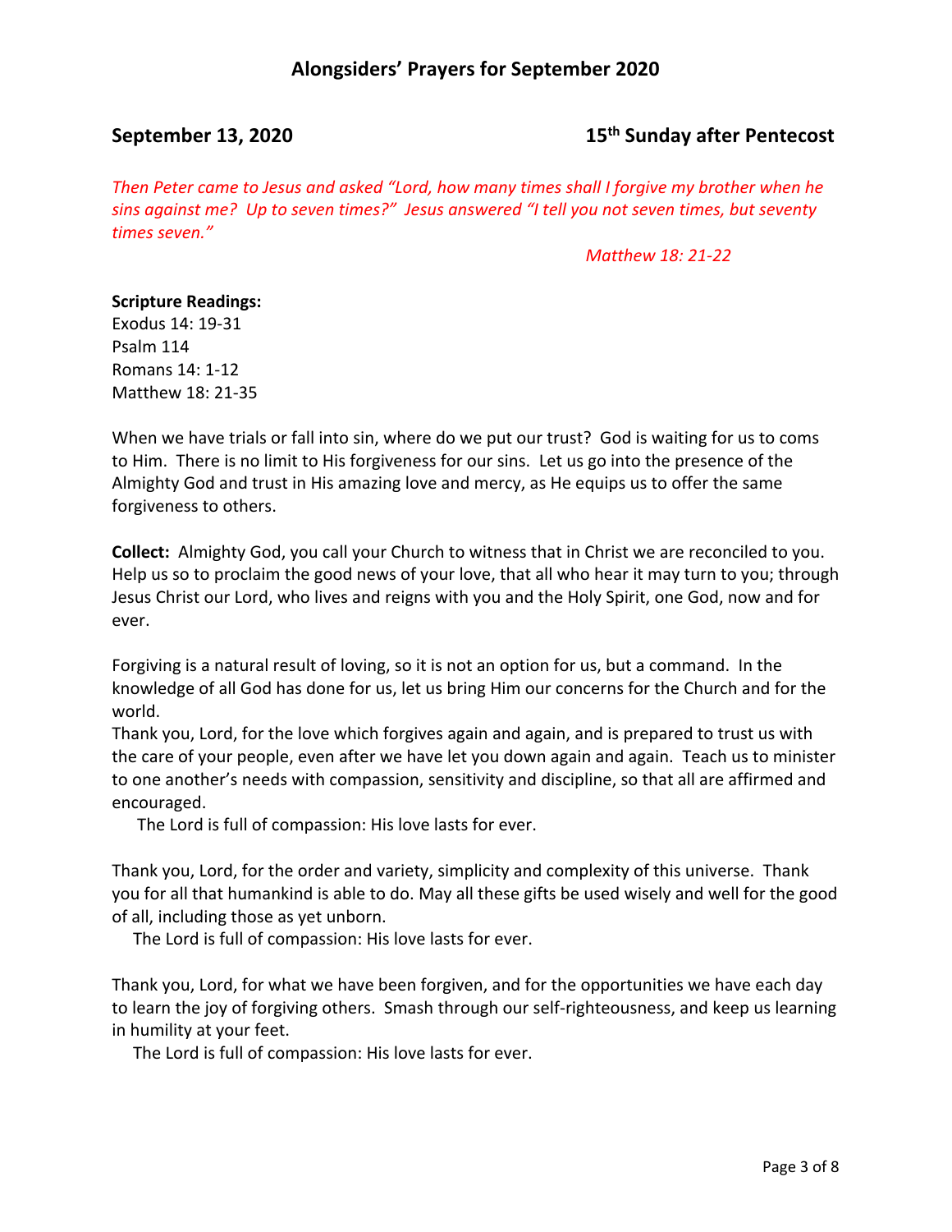## Alongsiders' Prayers for September 2020

**September 13, 2020** **15th Sunday after Pentecost**

*Then Peter came to Jesus and asked "Lord, how many times shall I forgive my brother when he sins against me? Up to seven times?" Jesus answered "I tell you not seven times, but seventy times seven."*

*Matthew 18: 21-22*

**Scripture Readings:**
Exodus 14: 19-31
Psalm 114
Romans 14: 1-12
Matthew 18: 21-35

When we have trials or fall into sin, where do we put our trust? God is waiting for us to coms to Him. There is no limit to His forgiveness for our sins. Let us go into the presence of the Almighty God and trust in His amazing love and mercy, as He equips us to offer the same forgiveness to others.

**Collect:** Almighty God, you call your Church to witness that in Christ we are reconciled to you. Help us so to proclaim the good news of your love, that all who hear it may turn to you; through Jesus Christ our Lord, who lives and reigns with you and the Holy Spirit, one God, now and for ever.

Forgiving is a natural result of loving, so it is not an option for us, but a command. In the knowledge of all God has done for us, let us bring Him our concerns for the Church and for the world.
Thank you, Lord, for the love which forgives again and again, and is prepared to trust us with the care of your people, even after we have let you down again and again. Teach us to minister to one another's needs with compassion, sensitivity and discipline, so that all are affirmed and encouraged.
The Lord is full of compassion: His love lasts for ever.

Thank you, Lord, for the order and variety, simplicity and complexity of this universe. Thank you for all that humankind is able to do. May all these gifts be used wisely and well for the good of all, including those as yet unborn.
The Lord is full of compassion: His love lasts for ever.

Thank you, Lord, for what we have been forgiven, and for the opportunities we have each day to learn the joy of forgiving others. Smash through our self-righteousness, and keep us learning in humility at your feet.
The Lord is full of compassion: His love lasts for ever.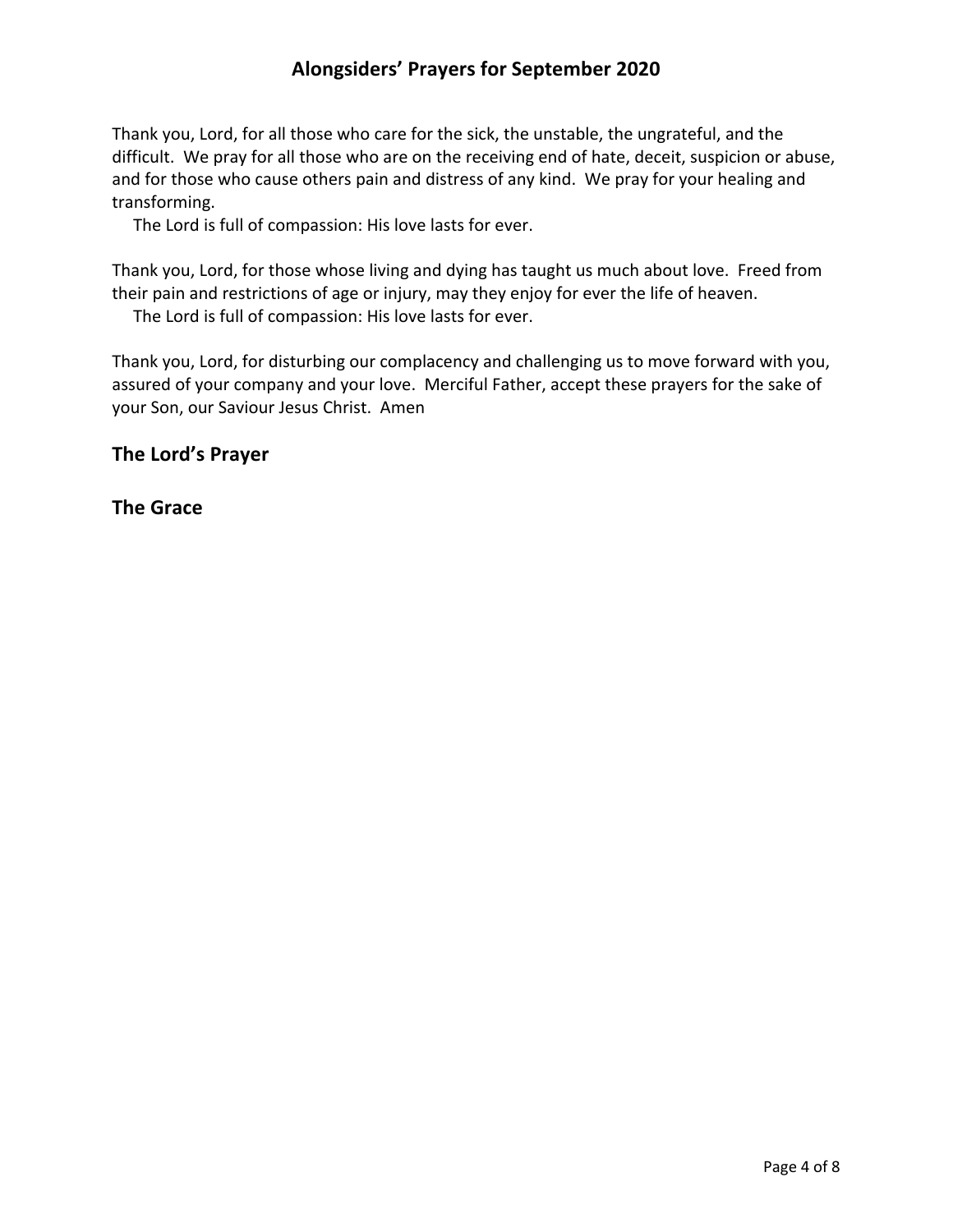Thank you, Lord, for all those who care for the sick, the unstable, the ungrateful, and the difficult. We pray for all those who are on the receiving end of hate, deceit, suspicion or abuse, and for those who cause others pain and distress of any kind. We pray for your healing and transforming.

The Lord is full of compassion: His love lasts for ever.

Thank you, Lord, for those whose living and dying has taught us much about love. Freed from their pain and restrictions of age or injury, may they enjoy for ever the life of heaven.

The Lord is full of compassion: His love lasts for ever.

Thank you, Lord, for disturbing our complacency and challenging us to move forward with you, assured of your company and your love. Merciful Father, accept these prayers for the sake of your Son, our Saviour Jesus Christ. Amen

## The Lord's Prayer

## The Grace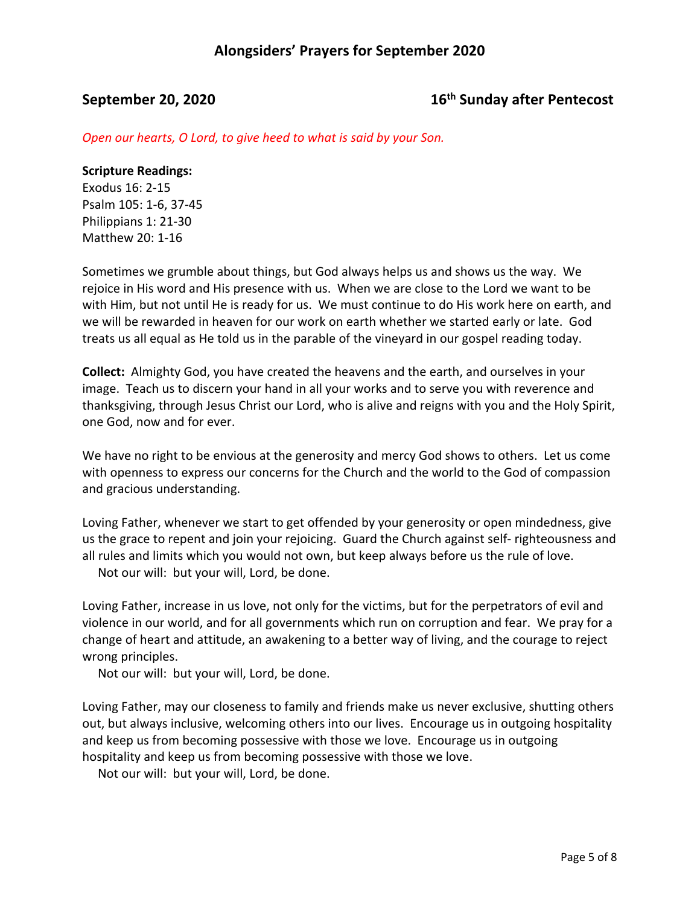## September 20, 2020 — 16th Sunday after Pentecost

*Open our hearts, O Lord, to give heed to what is said by your Son.*

**Scripture Readings:**
Exodus 16: 2-15
Psalm 105: 1-6, 37-45
Philippians 1: 21-30
Matthew 20: 1-16

Sometimes we grumble about things, but God always helps us and shows us the way. We rejoice in His word and His presence with us. When we are close to the Lord we want to be with Him, but not until He is ready for us. We must continue to do His work here on earth, and we will be rewarded in heaven for our work on earth whether we started early or late. God treats us all equal as He told us in the parable of the vineyard in our gospel reading today.

**Collect:** Almighty God, you have created the heavens and the earth, and ourselves in your image. Teach us to discern your hand in all your works and to serve you with reverence and thanksgiving, through Jesus Christ our Lord, who is alive and reigns with you and the Holy Spirit, one God, now and for ever.

We have no right to be envious at the generosity and mercy God shows to others. Let us come with openness to express our concerns for the Church and the world to the God of compassion and gracious understanding.

Loving Father, whenever we start to get offended by your generosity or open mindedness, give us the grace to repent and join your rejoicing. Guard the Church against self- righteousness and all rules and limits which you would not own, but keep always before us the rule of love.
Not our will: but your will, Lord, be done.

Loving Father, increase in us love, not only for the victims, but for the perpetrators of evil and violence in our world, and for all governments which run on corruption and fear. We pray for a change of heart and attitude, an awakening to a better way of living, and the courage to reject wrong principles.
Not our will: but your will, Lord, be done.

Loving Father, may our closeness to family and friends make us never exclusive, shutting others out, but always inclusive, welcoming others into our lives. Encourage us in outgoing hospitality and keep us from becoming possessive with those we love. Encourage us in outgoing hospitality and keep us from becoming possessive with those we love.
Not our will: but your will, Lord, be done.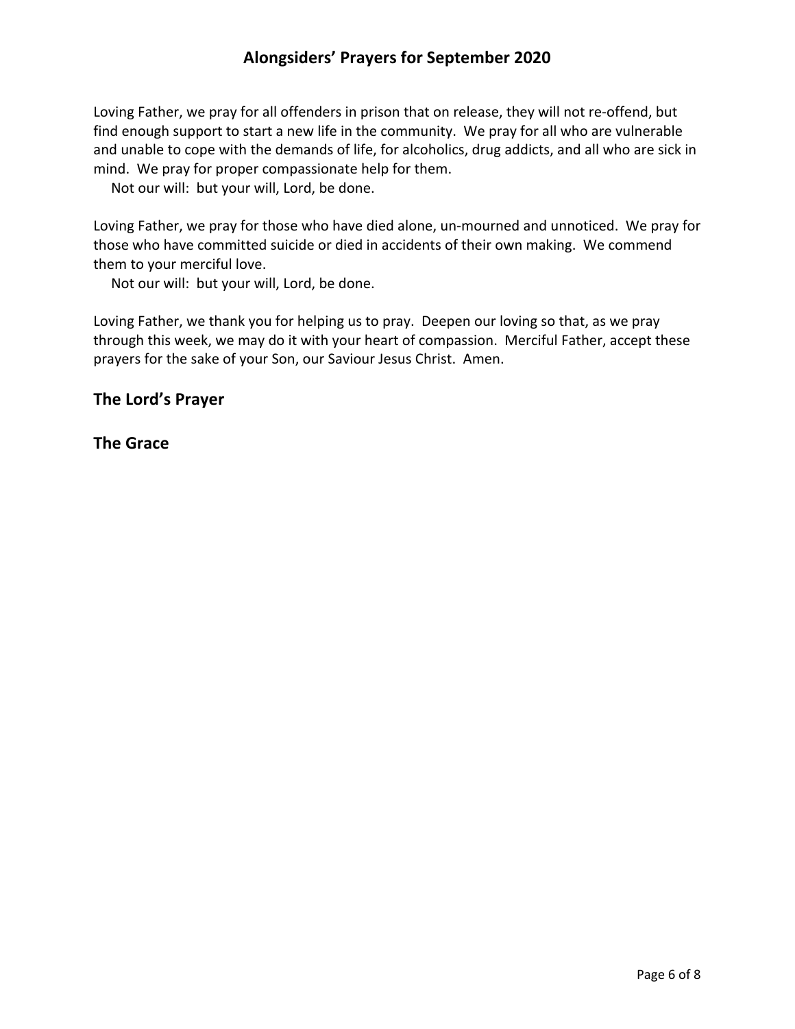Loving Father, we pray for all offenders in prison that on release, they will not re-offend, but find enough support to start a new life in the community. We pray for all who are vulnerable and unable to cope with the demands of life, for alcoholics, drug addicts, and all who are sick in mind. We pray for proper compassionate help for them.

Not our will: but your will, Lord, be done.

Loving Father, we pray for those who have died alone, un-mourned and unnoticed. We pray for those who have committed suicide or died in accidents of their own making. We commend them to your merciful love.

Not our will: but your will, Lord, be done.

Loving Father, we thank you for helping us to pray. Deepen our loving so that, as we pray through this week, we may do it with your heart of compassion. Merciful Father, accept these prayers for the sake of your Son, our Saviour Jesus Christ. Amen.

## The Lord's Prayer

## The Grace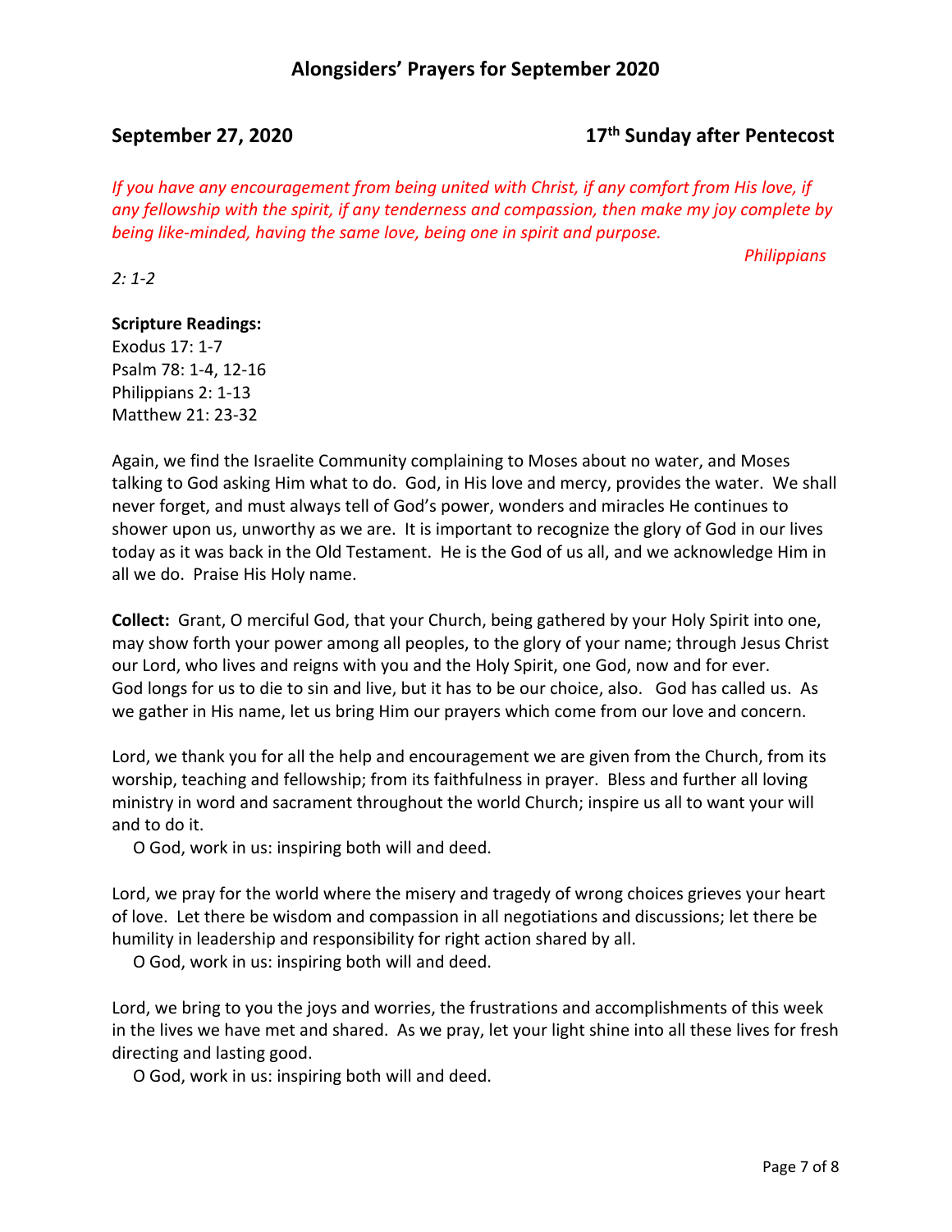## September 27, 2020 — 17th Sunday after Pentecost

*If you have any encouragement from being united with Christ, if any comfort from His love, if any fellowship with the spirit, if any tenderness and compassion, then make my joy complete by being like-minded, having the same love, being one in spirit and purpose.*

*Philippians 2: 1-2*

**Scripture Readings:**
Exodus 17: 1-7
Psalm 78: 1-4, 12-16
Philippians 2: 1-13
Matthew 21: 23-32

Again, we find the Israelite Community complaining to Moses about no water, and Moses talking to God asking Him what to do. God, in His love and mercy, provides the water. We shall never forget, and must always tell of God's power, wonders and miracles He continues to shower upon us, unworthy as we are. It is important to recognize the glory of God in our lives today as it was back in the Old Testament. He is the God of us all, and we acknowledge Him in all we do. Praise His Holy name.

**Collect:** Grant, O merciful God, that your Church, being gathered by your Holy Spirit into one, may show forth your power among all peoples, to the glory of your name; through Jesus Christ our Lord, who lives and reigns with you and the Holy Spirit, one God, now and for ever.
God longs for us to die to sin and live, but it has to be our choice, also. God has called us. As we gather in His name, let us bring Him our prayers which come from our love and concern.

Lord, we thank you for all the help and encouragement we are given from the Church, from its worship, teaching and fellowship; from its faithfulness in prayer. Bless and further all loving ministry in word and sacrament throughout the world Church; inspire us all to want your will and to do it.
O God, work in us: inspiring both will and deed.

Lord, we pray for the world where the misery and tragedy of wrong choices grieves your heart of love. Let there be wisdom and compassion in all negotiations and discussions; let there be humility in leadership and responsibility for right action shared by all.
O God, work in us: inspiring both will and deed.

Lord, we bring to you the joys and worries, the frustrations and accomplishments of this week in the lives we have met and shared. As we pray, let your light shine into all these lives for fresh directing and lasting good.
O God, work in us: inspiring both will and deed.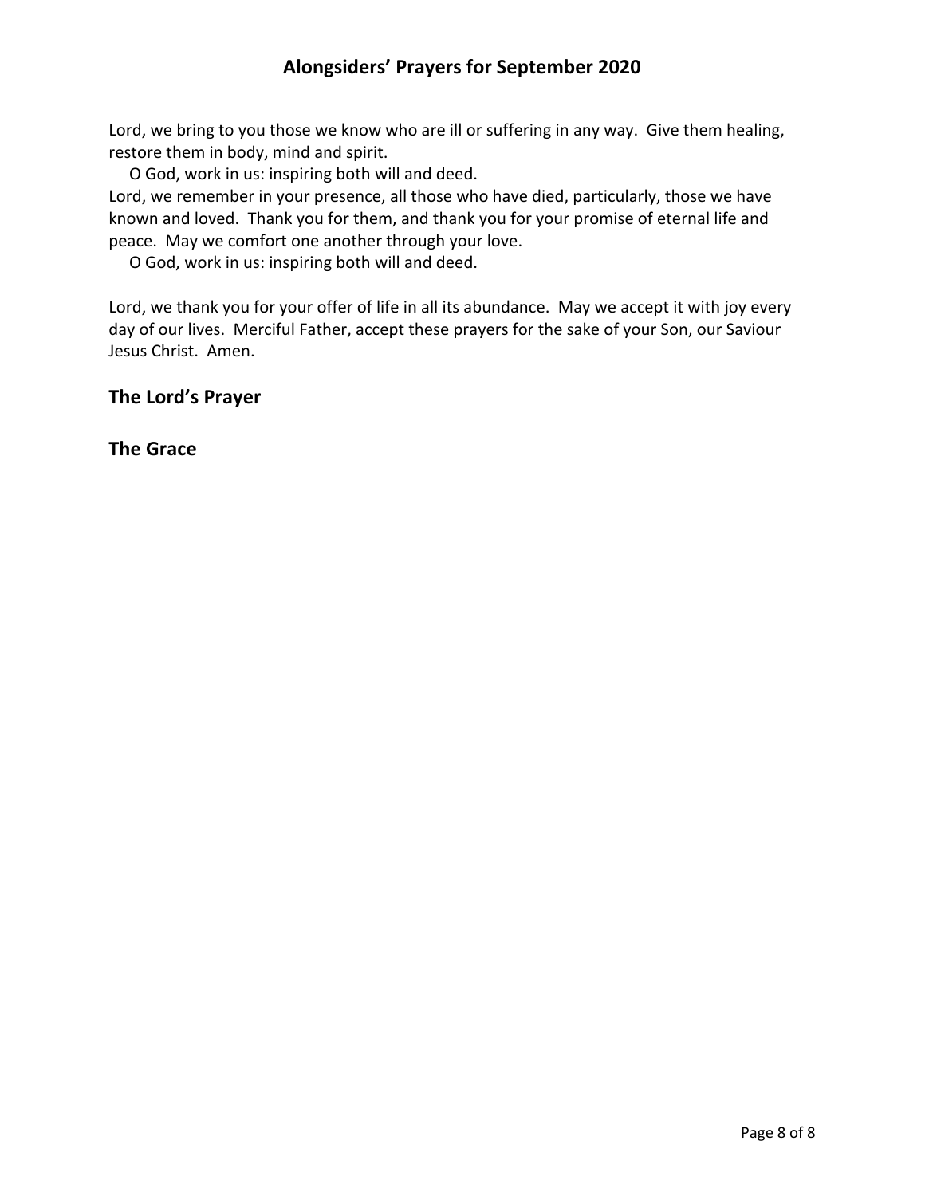Lord, we bring to you those we know who are ill or suffering in any way. Give them healing, restore them in body, mind and spirit.

O God, work in us: inspiring both will and deed.

Lord, we remember in your presence, all those who have died, particularly, those we have known and loved. Thank you for them, and thank you for your promise of eternal life and peace. May we comfort one another through your love.

O God, work in us: inspiring both will and deed.

Lord, we thank you for your offer of life in all its abundance. May we accept it with joy every day of our lives. Merciful Father, accept these prayers for the sake of your Son, our Saviour Jesus Christ. Amen.

## The Lord's Prayer

## The Grace